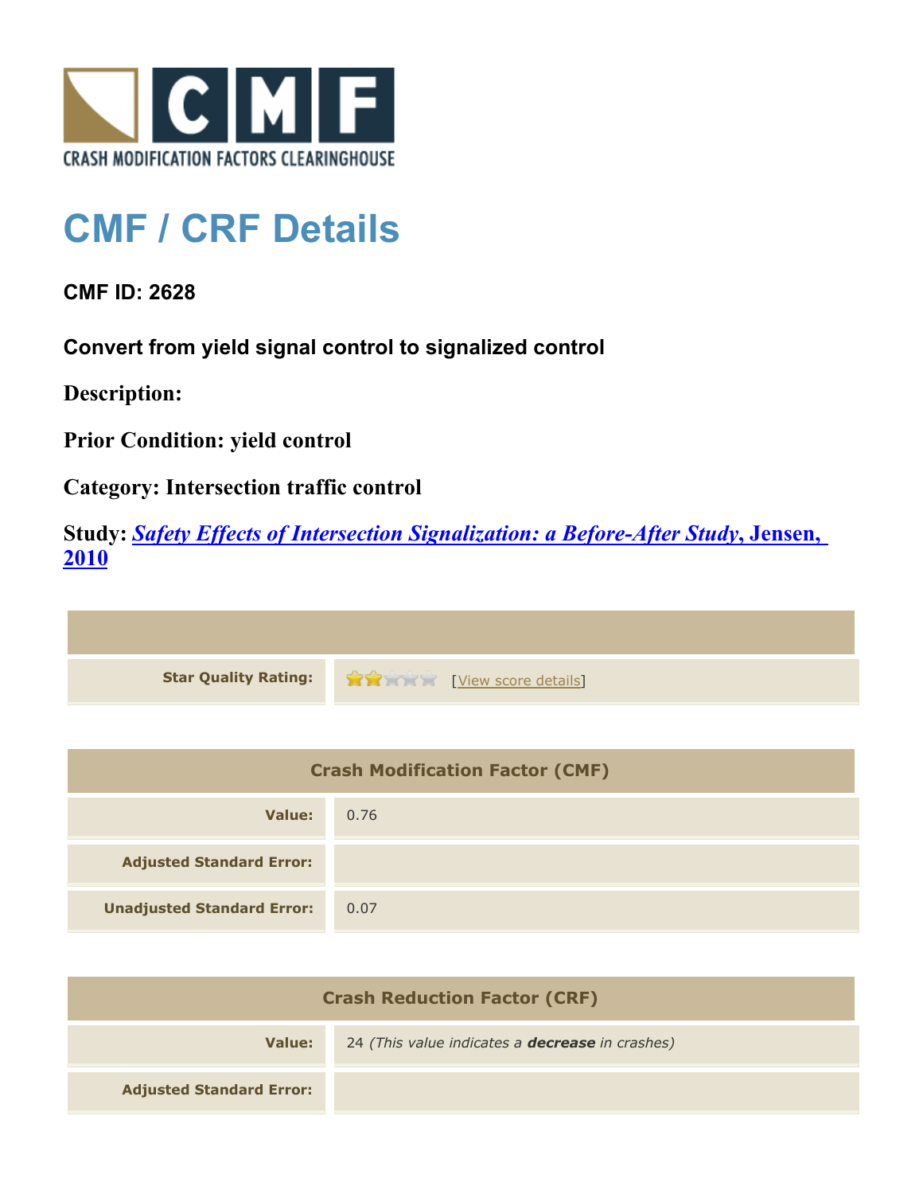CRASH MODIFICATION FACTORS CLEARINGHOUSE

# CMF / CRF Details

**CMF ID: 2628**

**Convert from yield signal control to signalized control**

**Description:**

**Prior Condition: yield control**

**Category: Intersection traffic control**

**Study: *Safety Effects of Intersection Signalization: a Before-After Study*, Jensen, 2010**

| | |
|---|---|
| **Star Quality Rating:** | 2 of 5 stars [View score details] |

| **Crash Modification Factor (CMF)** | |
|---|---|
| **Value:** | 0.76 |
| **Adjusted Standard Error:** | |
| **Unadjusted Standard Error:** | 0.07 |

| **Crash Reduction Factor (CRF)** | |
|---|---|
| **Value:** | 24 *(This value indicates a **decrease** in crashes)* |
| **Adjusted Standard Error:** | |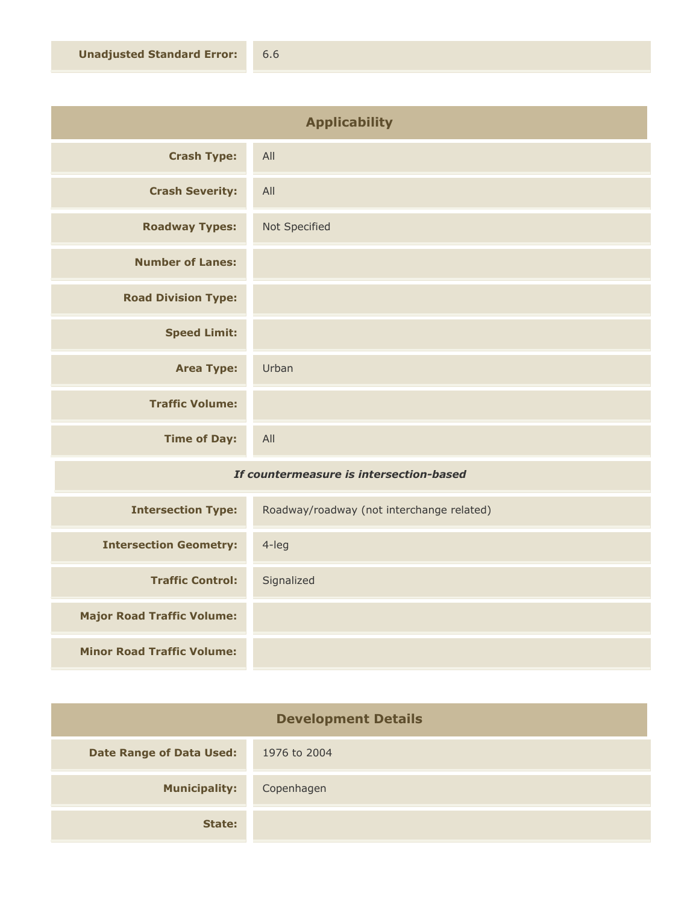| | |
|---|---|
| **Unadjusted Standard Error:** | 6.6 |

## Applicability

| | |
|---|---|
| **Crash Type:** | All |
| **Crash Severity:** | All |
| **Roadway Types:** | Not Specified |
| **Number of Lanes:** | |
| **Road Division Type:** | |
| **Speed Limit:** | |
| **Area Type:** | Urban |
| **Traffic Volume:** | |
| **Time of Day:** | All |

*If countermeasure is intersection-based*

| | |
|---|---|
| **Intersection Type:** | Roadway/roadway (not interchange related) |
| **Intersection Geometry:** | 4-leg |
| **Traffic Control:** | Signalized |
| **Major Road Traffic Volume:** | |
| **Minor Road Traffic Volume:** | |

## Development Details

| | |
|---|---|
| **Date Range of Data Used:** | 1976 to 2004 |
| **Municipality:** | Copenhagen |
| **State:** | |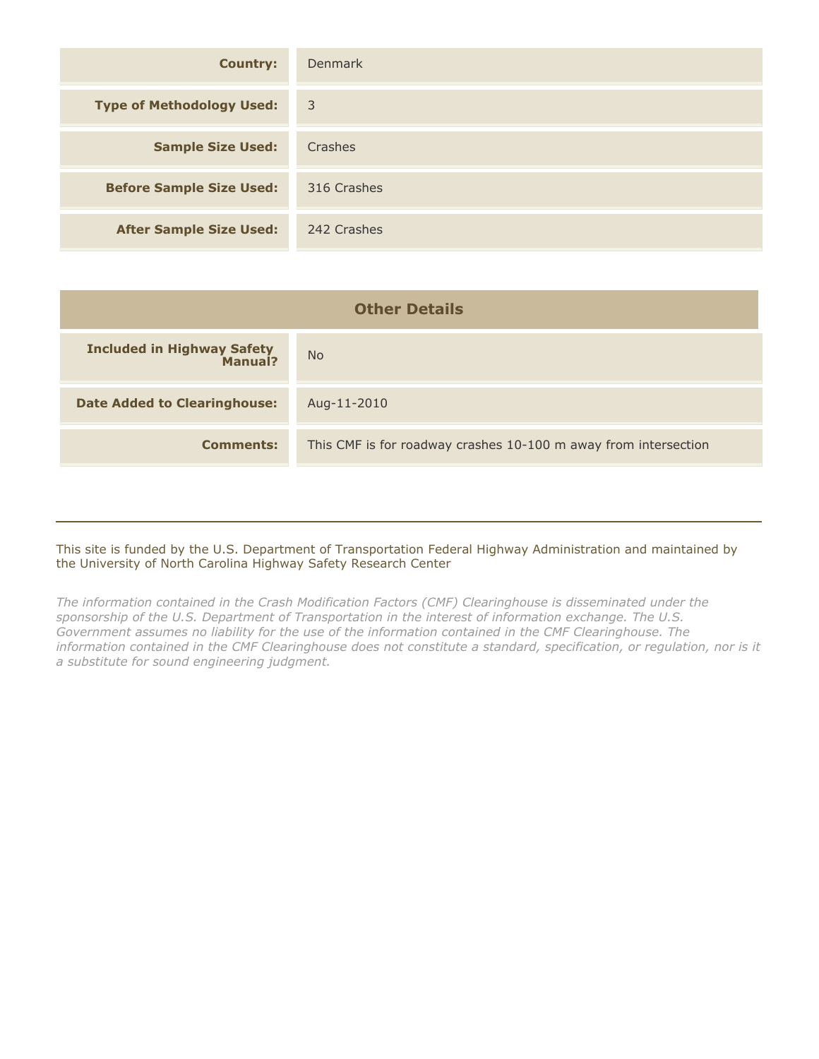| | |
|---|---|
| **Country:** | Denmark |
| **Type of Methodology Used:** | 3 |
| **Sample Size Used:** | Crashes |
| **Before Sample Size Used:** | 316 Crashes |
| **After Sample Size Used:** | 242 Crashes |

## Other Details

| | |
|---|---|
| **Included in Highway Safety Manual?** | No |
| **Date Added to Clearinghouse:** | Aug-11-2010 |
| **Comments:** | This CMF is for roadway crashes 10-100 m away from intersection |

---

This site is funded by the U.S. Department of Transportation Federal Highway Administration and maintained by the University of North Carolina Highway Safety Research Center

*The information contained in the Crash Modification Factors (CMF) Clearinghouse is disseminated under the sponsorship of the U.S. Department of Transportation in the interest of information exchange. The U.S. Government assumes no liability for the use of the information contained in the CMF Clearinghouse. The information contained in the CMF Clearinghouse does not constitute a standard, specification, or regulation, nor is it a substitute for sound engineering judgment.*